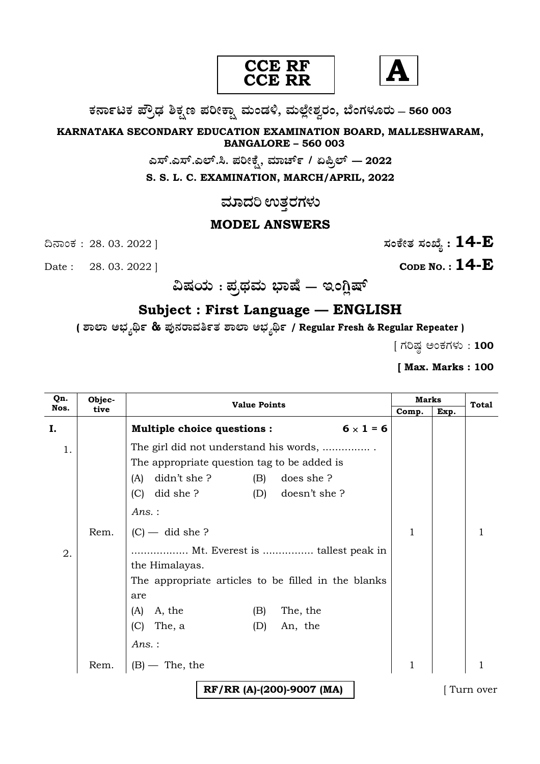**CCE RF**
**CCE RR**

**A**

**ಕರ್ನಾಟಕ ಪ್ರೌಢ ಶಿಕ್ಷಣ ಪರೀಕ್ಷಾ ಮಂಡಳಿ, ಮಲ್ಲೇಶ್ವರಂ, ಬೆಂಗಳೂರು – 560 003**

**KARNATAKA SECONDARY EDUCATION EXAMINATION BOARD, MALLESHWARAM, BANGALORE – 560 003**

**ಎಸ್.ಎಸ್.ಎಲ್.ಸಿ. ಪರೀಕ್ಷೆ, ಮಾರ್ಚ್ / ಏಪ್ರಿಲ್ — 2022**

**S. S. L. C. EXAMINATION, MARCH/APRIL, 2022**

# ಮಾದರಿ ಉತ್ತರಗಳು

# MODEL ANSWERS

ದಿನಾಂಕ : 28. 03. 2022 ] **ಸಂಕೇತ ಸಂಖ್ಯೆ : 14-E**

Date : 28. 03. 2022 ] **CODE NO. : 14-E**

## ವಿಷಯ : ಪ್ರಥಮ ಭಾಷೆ — ಇಂಗ್ಲಿಷ್

## Subject : First Language — ENGLISH

**( ಶಾಲಾ ಅಭ್ಯರ್ಥಿ & ಪುನರಾವರ್ತಿತ ಶಾಲಾ ಅಭ್ಯರ್ಥಿ / Regular Fresh & Regular Repeater )**

[ ಗರಿಷ್ಠ ಅಂಕಗಳು : **100**

**[ Max. Marks : 100**

| Qn. Nos. | Objec-tive | Value Points | Marks Comp. | Marks Exp. | Total |
|---|---|---|---|---|---|
| **I.** | | **Multiple choice questions :** $6 \times 1 = 6$ | | | |
| 1. | | The girl did not understand his words, ............... . The appropriate question tag to be added is<br>(A) didn't she ? (B) does she ?<br>(C) did she ? (D) doesn't she ?<br>*Ans.* : | | | |
| | Rem. | (C) — did she ? | 1 | | 1 |
| 2. | | ................. Mt. Everest is ................ tallest peak in the Himalayas.<br>The appropriate articles to be filled in the blanks are<br>(A) A, the (B) The, the<br>(C) The, a (D) An, the<br>*Ans.* : | | | |
| | Rem. | (B) — The, the | 1 | | 1 |

**RF/RR (A)-(200)-9007 (MA)**

[ Turn over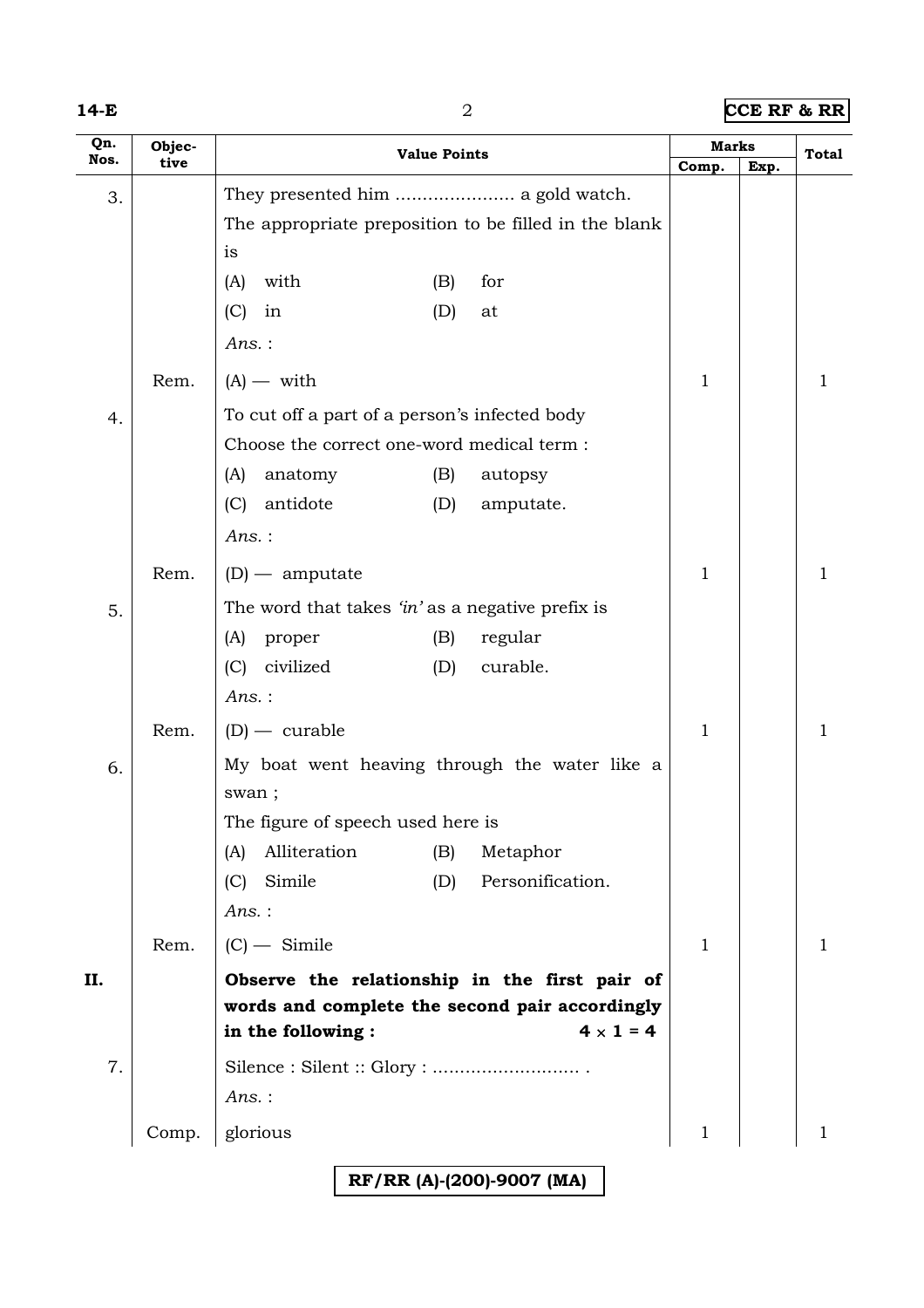| Qn. Nos. | Objective | Value Points | Marks | | Total |
|---|---|---|---|---|---|
| | | | Comp. | Exp. | |
| 3. | | They presented him ...................... a gold watch.<br>The appropriate preposition to be filled in the blank is<br>(A) with (B) for<br>(C) in (D) at<br>*Ans.* : | | | |
| | Rem. | (A) — with | 1 | | 1 |
| 4. | | To cut off a part of a person's infected body<br>Choose the correct one-word medical term :<br>(A) anatomy (B) autopsy<br>(C) antidote (D) amputate.<br>*Ans.* : | | | |
| | Rem. | (D) — amputate | 1 | | 1 |
| 5. | | The word that takes *'in'* as a negative prefix is<br>(A) proper (B) regular<br>(C) civilized (D) curable.<br>*Ans.* : | | | |
| | Rem. | (D) — curable | 1 | | 1 |
| 6. | | My boat went heaving through the water like a swan ;<br>The figure of speech used here is<br>(A) Alliteration (B) Metaphor<br>(C) Simile (D) Personification.<br>*Ans.* : | | | |
| | Rem. | (C) — Simile | 1 | | 1 |
| **II.** | | **Observe the relationship in the first pair of words and complete the second pair accordingly in the following :** **4 × 1 = 4** | | | |
| 7. | | Silence : Silent :: Glory : ........................... .<br>*Ans.* : | | | |
| | Comp. | glorious | 1 | | 1 |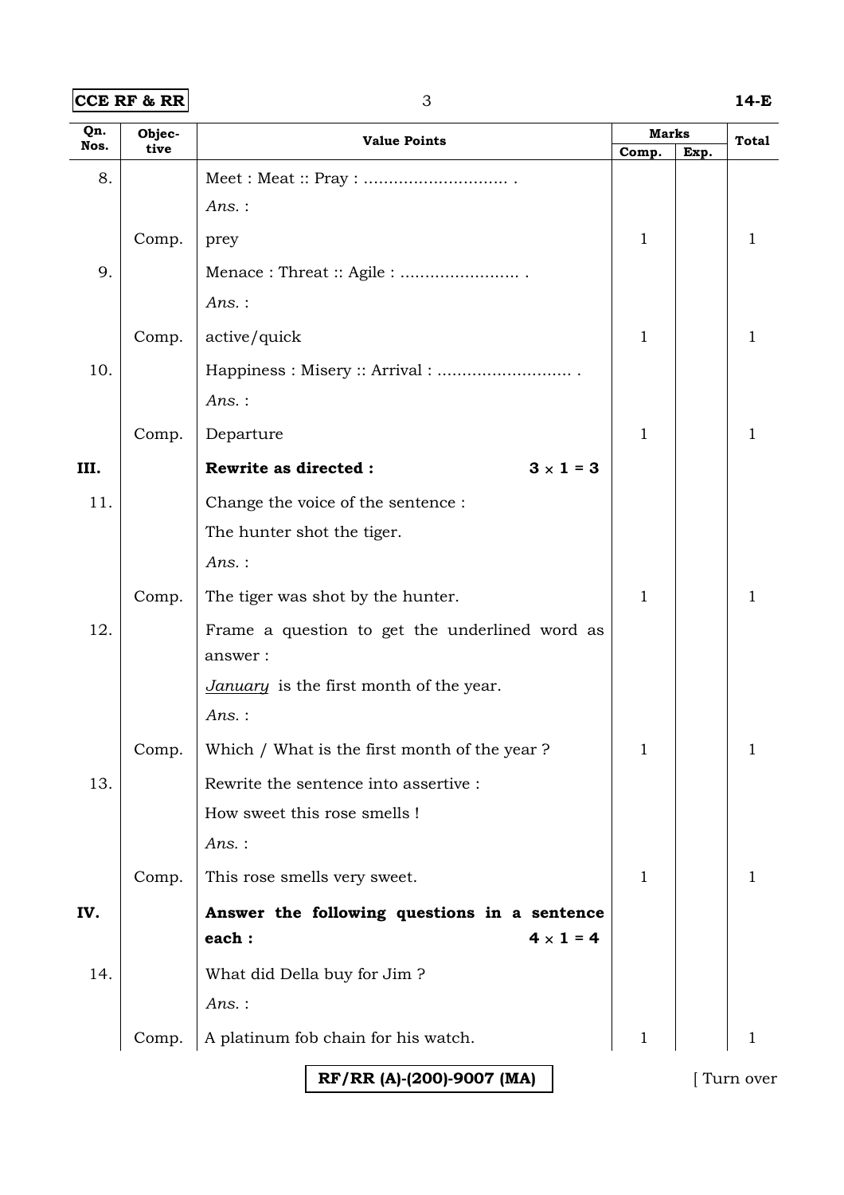| Qn. Nos. | Objective | Value Points | Marks | | Total |
|---|---|---|---|---|---|
| | | | Comp. | Exp. | |
| 8. | | Meat : Meat :: Pray : ............................ . | | | |
| | | *Ans.* : | | | |
| | Comp. | prey | 1 | | 1 |
| 9. | | Menace : Threat :: Agile : ........................ . | | | |
| | | *Ans.* : | | | |
| | Comp. | active/quick | 1 | | 1 |
| 10. | | Happiness : Misery :: Arrival : .......................... . | | | |
| | | *Ans.* : | | | |
| | Comp. | Departure | 1 | | 1 |
| **III.** | | **Rewrite as directed :** $3 \times 1 = 3$ | | | |
| 11. | | Change the voice of the sentence : | | | |
| | | The hunter shot the tiger. | | | |
| | | *Ans.* : | | | |
| | Comp. | The tiger was shot by the hunter. | 1 | | 1 |
| 12. | | Frame a question to get the underlined word as answer : | | | |
| | | *<u>January</u>* is the first month of the year. | | | |
| | | *Ans.* : | | | |
| | Comp. | Which / What is the first month of the year ? | 1 | | 1 |
| 13. | | Rewrite the sentence into assertive : | | | |
| | | How sweet this rose smells ! | | | |
| | | *Ans.* : | | | |
| | Comp. | This rose smells very sweet. | 1 | | 1 |
| **IV.** | | **Answer the following questions in a sentence each :** $4 \times 1 = 4$ | | | |
| 14. | | What did Della buy for Jim ? | | | |
| | | *Ans.* : | | | |
| | Comp. | A platinum fob chain for his watch. | 1 | | 1 |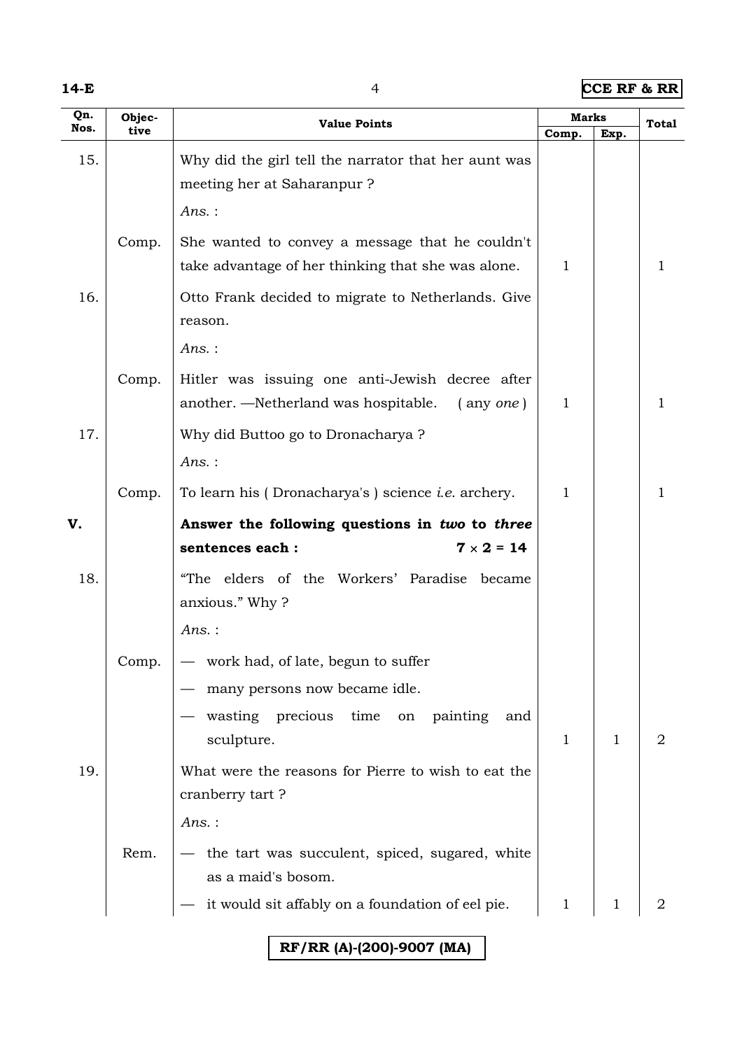| Qn. Nos. | Objective | Value Points | Marks | | Total |
|---|---|---|---|---|---|
| | | | Comp. | Exp. | |
| 15. | | Why did the girl tell the narrator that her aunt was meeting her at Saharanpur ? | | | |
| | | *Ans.* : | | | |
| | Comp. | She wanted to convey a message that he couldn't take advantage of her thinking that she was alone. | 1 | | 1 |
| 16. | | Otto Frank decided to migrate to Netherlands. Give reason. | | | |
| | | *Ans.* : | | | |
| | Comp. | Hitler was issuing one anti-Jewish decree after another. —Netherland was hospitable. ( any *one* ) | 1 | | 1 |
| 17. | | Why did Buttoo go to Dronacharya ? | | | |
| | | *Ans.* : | | | |
| | Comp. | To learn his ( Dronacharya's ) science *i.e.* archery. | 1 | | 1 |
| **V.** | | **Answer the following questions in *two* to *three* sentences each : $7 \times 2 = 14$** | | | |
| 18. | | "The elders of the Workers' Paradise became anxious." Why ? | | | |
| | | *Ans.* : | | | |
| | Comp. | — work had, of late, begun to suffer<br>— many persons now became idle.<br>— wasting precious time on painting and sculpture. | 1 | 1 | 2 |
| 19. | | What were the reasons for Pierre to wish to eat the cranberry tart ? | | | |
| | | *Ans.* : | | | |
| | Rem. | — the tart was succulent, spiced, sugared, white as a maid's bosom.<br>— it would sit affably on a foundation of eel pie. | 1 | 1 | 2 |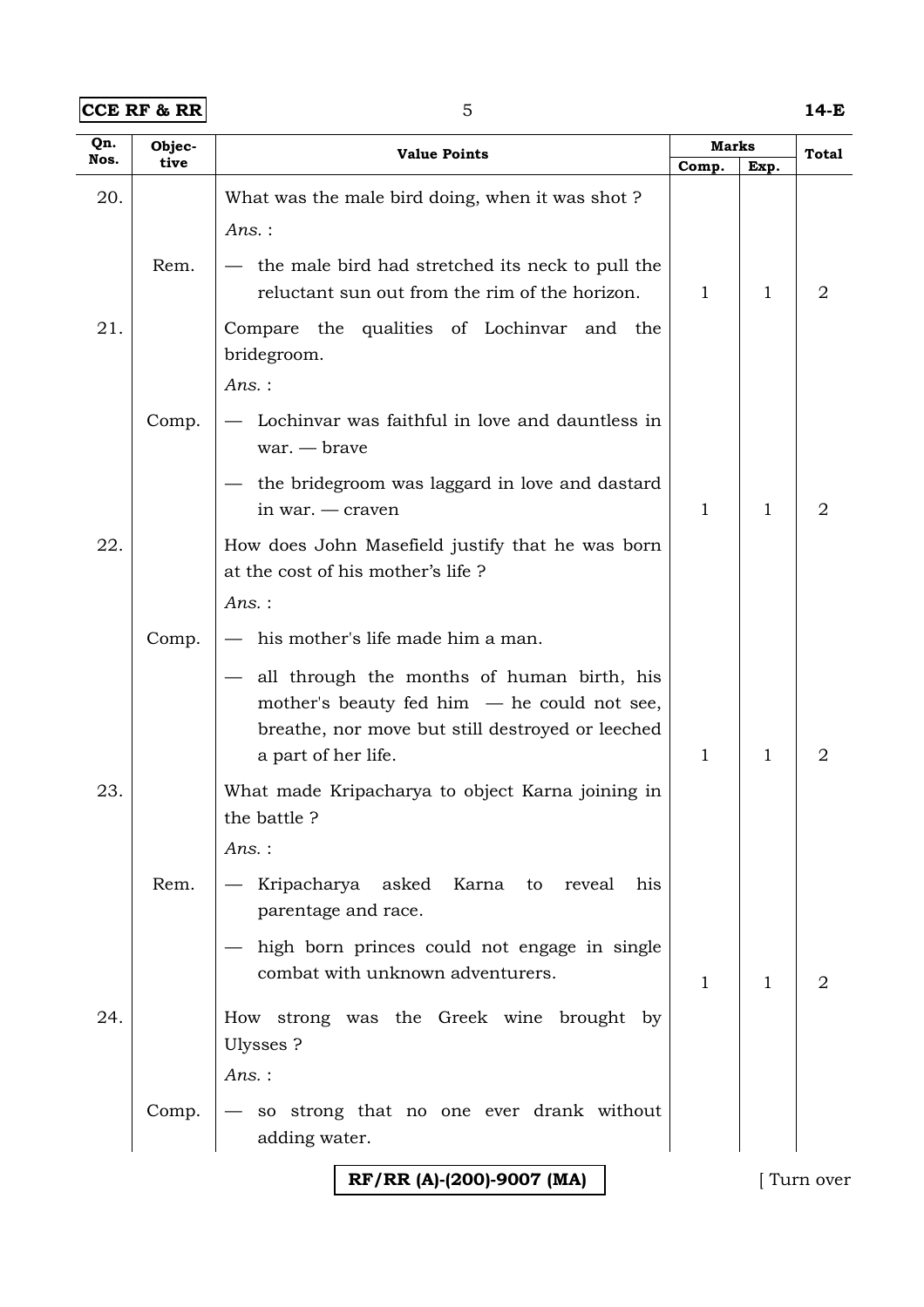| Qn. Nos. | Objective | Value Points | Marks | | Total |
|---|---|---|---|---|---|
| | | | Comp. | Exp. | |
| 20. | | What was the male bird doing, when it was shot ?<br>*Ans.* : | | | |
| | Rem. | — the male bird had stretched its neck to pull the reluctant sun out from the rim of the horizon. | 1 | 1 | 2 |
| 21. | | Compare the qualities of Lochinvar and the bridegroom.<br>*Ans.* : | | | |
| | Comp. | — Lochinvar was faithful in love and dauntless in war. — brave<br>— the bridegroom was laggard in love and dastard in war. — craven | 1 | 1 | 2 |
| 22. | | How does John Masefield justify that he was born at the cost of his mother's life ?<br>*Ans.* : | | | |
| | Comp. | — his mother's life made him a man.<br>— all through the months of human birth, his mother's beauty fed him — he could not see, breathe, nor move but still destroyed or leeched a part of her life. | 1 | 1 | 2 |
| 23. | | What made Kripacharya to object Karna joining in the battle ?<br>*Ans.* : | | | |
| | Rem. | — Kripacharya asked Karna to reveal his parentage and race.<br>— high born princes could not engage in single combat with unknown adventurers. | 1 | 1 | 2 |
| 24. | | How strong was the Greek wine brought by Ulysses ?<br>*Ans.* : | | | |
| | Comp. | — so strong that no one ever drank without adding water. | | | |

RF/RR (A)-(200)-9007 (MA)

[ Turn over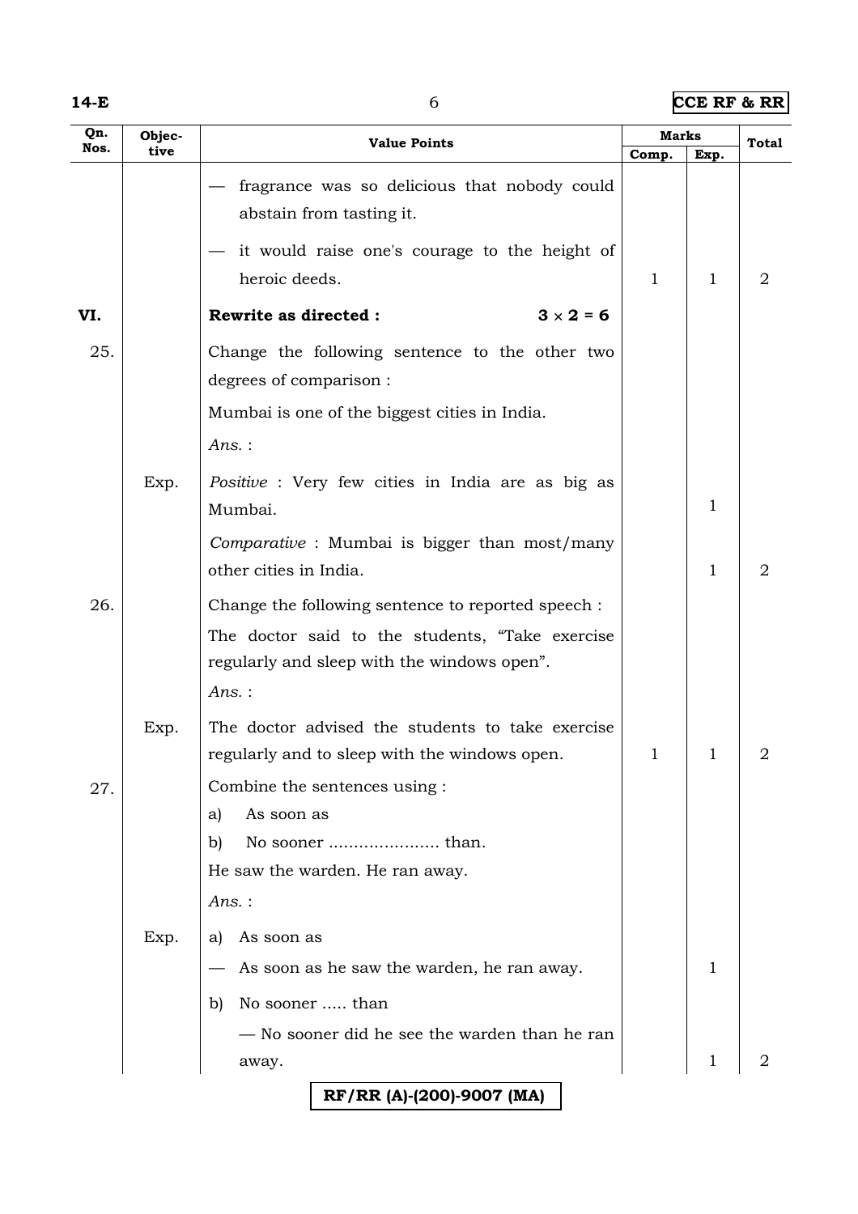| Qn. Nos. | Objective | Value Points | Marks | | Total |
|---|---|---|---|---|---|
| | | | Comp. | Exp. | |
| | | — fragrance was so delicious that nobody could abstain from tasting it. | | | |
| | | — it would raise one's courage to the height of heroic deeds. | 1 | 1 | 2 |
| **VI.** | | **Rewrite as directed :** **3 × 2 = 6** | | | |
| 25. | | Change the following sentence to the other two degrees of comparison :<br>Mumbai is one of the biggest cities in India.<br>*Ans.* : | | | |
| | Exp. | *Positive* : Very few cities in India are as big as Mumbai. | | 1 | |
| | | *Comparative* : Mumbai is bigger than most/many other cities in India. | | 1 | 2 |
| 26. | | Change the following sentence to reported speech :<br>The doctor said to the students, "Take exercise regularly and sleep with the windows open".<br>*Ans.* : | | | |
| | Exp. | The doctor advised the students to take exercise regularly and to sleep with the windows open. | 1 | 1 | 2 |
| 27. | | Combine the sentences using :<br>a) As soon as<br>b) No sooner ...................... than.<br>He saw the warden. He ran away.<br>*Ans.* : | | | |
| | Exp. | a) As soon as<br>— As soon as he saw the warden, he ran away. | | 1 | |
| | | b) No sooner ..... than<br>— No sooner did he see the warden than he ran away. | | 1 | 2 |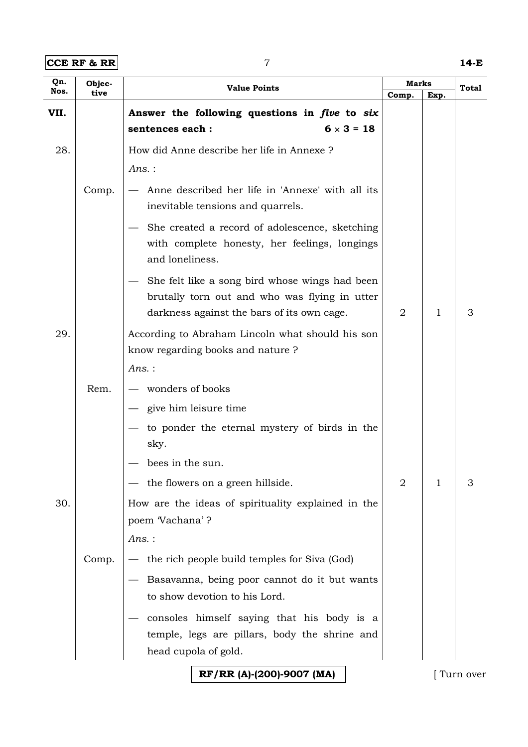| Qn. Nos. | Objective | Value Points | Marks | | Total |
|---|---|---|---|---|---|
| | | | Comp. | Exp. | |
| VII. | | **Answer the following questions in *five* to *six* sentences each : $6 \times 3 = 18$** | | | |
| 28. | | How did Anne describe her life in Annexe ? *Ans.* : | | | |
| | Comp. | — Anne described her life in 'Annexe' with all its inevitable tensions and quarrels. | | | |
| | | — She created a record of adolescence, sketching with complete honesty, her feelings, longings and loneliness. | | | |
| | | — She felt like a song bird whose wings had been brutally torn out and who was flying in utter darkness against the bars of its own cage. | 2 | 1 | 3 |
| 29. | | According to Abraham Lincoln what should his son know regarding books and nature ? *Ans.* : | | | |
| | Rem. | — wonders of books | | | |
| | | — give him leisure time | | | |
| | | — to ponder the eternal mystery of birds in the sky. | | | |
| | | — bees in the sun. | | | |
| | | — the flowers on a green hillside. | 2 | 1 | 3 |
| 30. | | How are the ideas of spirituality explained in the poem 'Vachana' ? *Ans.* : | | | |
| | Comp. | — the rich people build temples for Siva (God) | | | |
| | | — Basavanna, being poor cannot do it but wants to show devotion to his Lord. | | | |
| | | — consoles himself saying that his body is a temple, legs are pillars, body the shrine and head cupola of gold. | | | |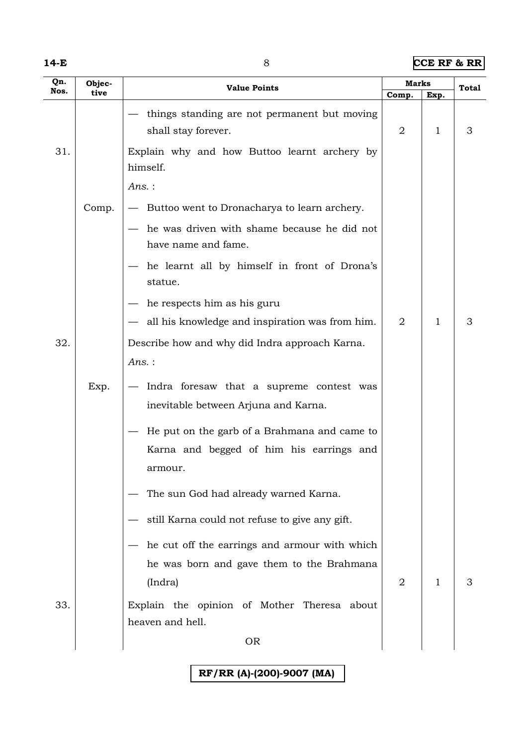| Qn. Nos. | Objective | Value Points | Marks | | Total |
|---|---|---|---|---|---|
| | | | Comp. | Exp. | |
| | | — things standing are not permanent but moving shall stay forever. | 2 | 1 | 3 |
| 31. | | Explain why and how Buttoo learnt archery by himself. | | | |
| | | *Ans.* : | | | |
| | Comp. | — Buttoo went to Dronacharya to learn archery. | | | |
| | | — he was driven with shame because he did not have name and fame. | | | |
| | | — he learnt all by himself in front of Drona's statue. | | | |
| | | — he respects him as his guru | | | |
| | | — all his knowledge and inspiration was from him. | 2 | 1 | 3 |
| 32. | | Describe how and why did Indra approach Karna. | | | |
| | | *Ans.* : | | | |
| | Exp. | — Indra foresaw that a supreme contest was inevitable between Arjuna and Karna. | | | |
| | | — He put on the garb of a Brahmana and came to Karna and begged of him his earrings and armour. | | | |
| | | — The sun God had already warned Karna. | | | |
| | | — still Karna could not refuse to give any gift. | | | |
| | | — he cut off the earrings and armour with which he was born and gave them to the Brahmana (Indra) | 2 | 1 | 3 |
| 33. | | Explain the opinion of Mother Theresa about heaven and hell. | | | |
| | | OR | | | |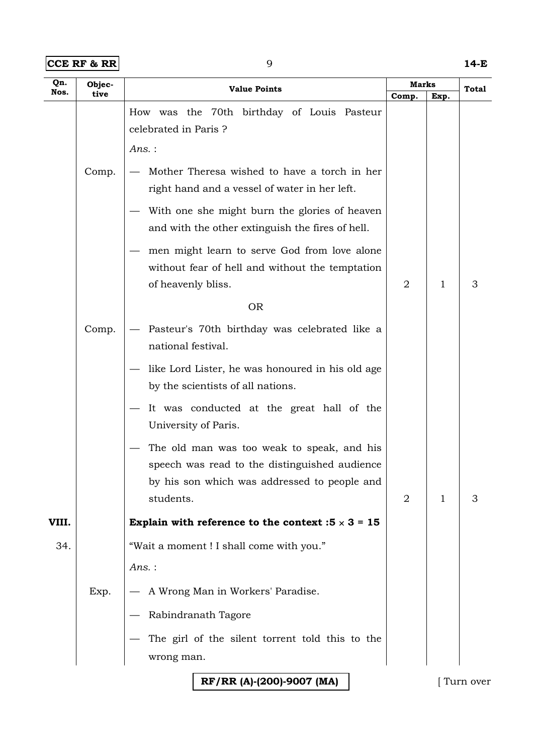| Qn. Nos. | Objective | Value Points | Marks | | Total |
|---|---|---|---|---|---|
| | | | Comp. | Exp. | |
| | | How was the 70th birthday of Louis Pasteur celebrated in Paris ? | | | |
| | | *Ans.* : | | | |
| | Comp. | — Mother Theresa wished to have a torch in her right hand and a vessel of water in her left. | | | |
| | | — With one she might burn the glories of heaven and with the other extinguish the fires of hell. | | | |
| | | — men might learn to serve God from love alone without fear of hell and without the temptation of heavenly bliss. | 2 | 1 | 3 |
| | | OR | | | |
| | Comp. | — Pasteur's 70th birthday was celebrated like a national festival. | | | |
| | | — like Lord Lister, he was honoured in his old age by the scientists of all nations. | | | |
| | | — It was conducted at the great hall of the University of Paris. | | | |
| | | — The old man was too weak to speak, and his speech was read to the distinguished audience by his son which was addressed to people and students. | 2 | 1 | 3 |
| VIII. | | **Explain with reference to the context :5 × 3 = 15** | | | |
| 34. | | "Wait a moment ! I shall come with you." | | | |
| | | *Ans.* : | | | |
| | Exp. | — A Wrong Man in Workers' Paradise. | | | |
| | | — Rabindranath Tagore | | | |
| | | — The girl of the silent torrent told this to the wrong man. | | | |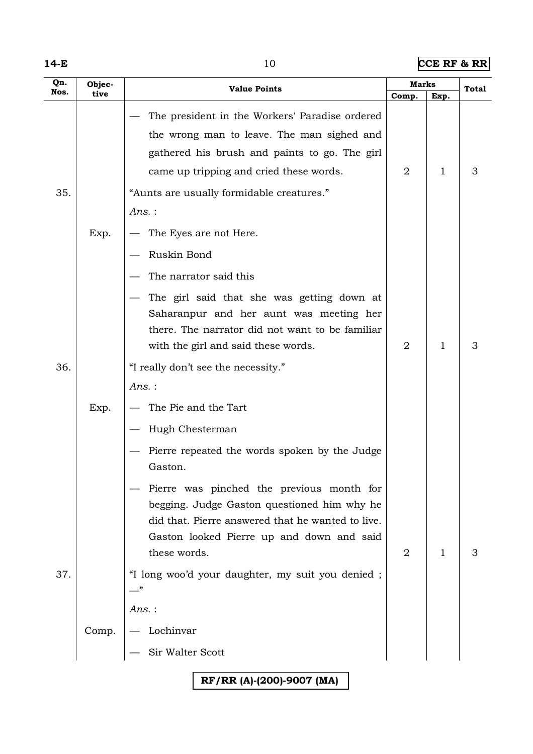| Qn. Nos. | Objective | Value Points | Marks | | Total |
|---|---|---|---|---|---|
| | | | Comp. | Exp. | |
| | | — The president in the Workers' Paradise ordered the wrong man to leave. The man sighed and gathered his brush and paints to go. The girl came up tripping and cried these words. | 2 | 1 | 3 |
| 35. | | "Aunts are usually formidable creatures." | | | |
| | | *Ans.* : | | | |
| | Exp. | — The Eyes are not Here. | | | |
| | | — Ruskin Bond | | | |
| | | — The narrator said this | | | |
| | | — The girl said that she was getting down at Saharanpur and her aunt was meeting her there. The narrator did not want to be familiar with the girl and said these words. | 2 | 1 | 3 |
| 36. | | "I really don't see the necessity." | | | |
| | | *Ans.* : | | | |
| | Exp. | — The Pie and the Tart | | | |
| | | — Hugh Chesterman | | | |
| | | — Pierre repeated the words spoken by the Judge Gaston. | | | |
| | | — Pierre was pinched the previous month for begging. Judge Gaston questioned him why he did that. Pierre answered that he wanted to live. Gaston looked Pierre up and down and said these words. | 2 | 1 | 3 |
| 37. | | "I long woo'd your daughter, my suit you denied ; —" | | | |
| | | *Ans.* : | | | |
| | Comp. | — Lochinvar | | | |
| | | — Sir Walter Scott | | | |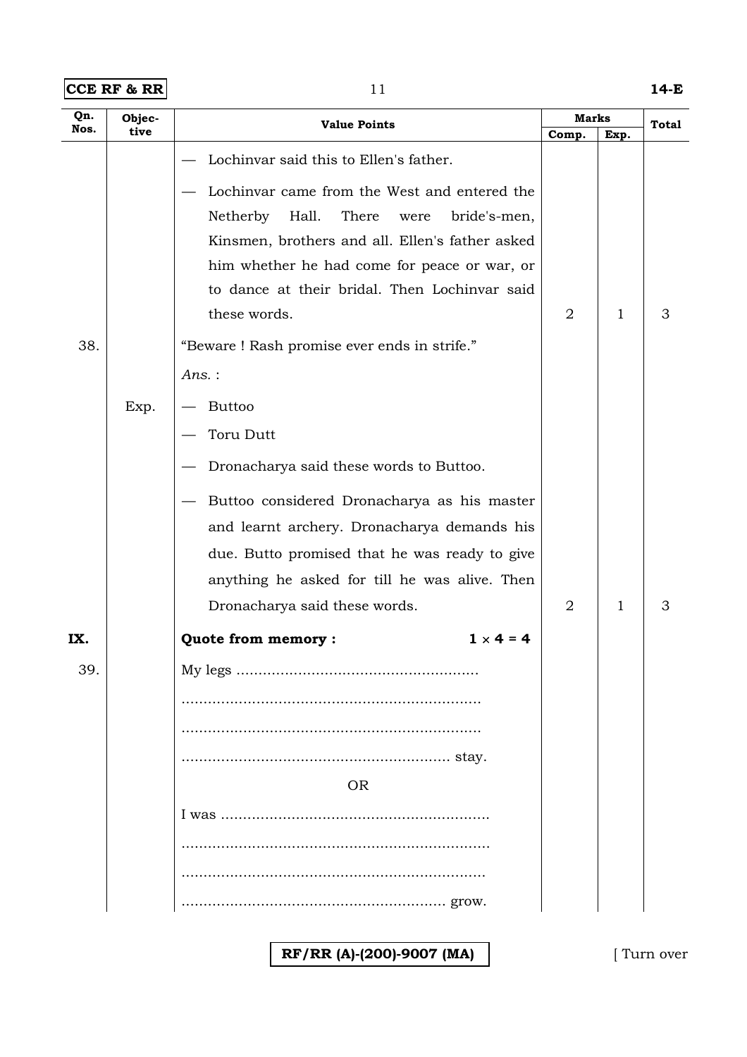| Qn. Nos. | Objective | Value Points | Marks Comp. | Marks Exp. | Total |
|---|---|---|---|---|---|
| | | — Lochinvar said this to Ellen's father.<br>— Lochinvar came from the West and entered the Netherby Hall. There were bride's-men, Kinsmen, brothers and all. Ellen's father asked him whether he had come for peace or war, or to dance at their bridal. Then Lochinvar said these words. | 2 | 1 | 3 |
| 38. | | "Beware ! Rash promise ever ends in strife."<br>*Ans.* : | | | |
| | Exp. | — Buttoo<br>— Toru Dutt<br>— Dronacharya said these words to Buttoo.<br>— Buttoo considered Dronacharya as his master and learnt archery. Dronacharya demands his due. Butto promised that he was ready to give anything he asked for till he was alive. Then Dronacharya said these words. | 2 | 1 | 3 |
| **IX.** | | **Quote from memory : $1 \times 4 = 4$** | | | |
| 39. | | My legs ......................................................<br>....................................................................<br>....................................................................<br>............................................................. stay.<br>OR<br>I was .............................................................<br>.....................................................................<br>.....................................................................<br>........................................................... grow. | | | |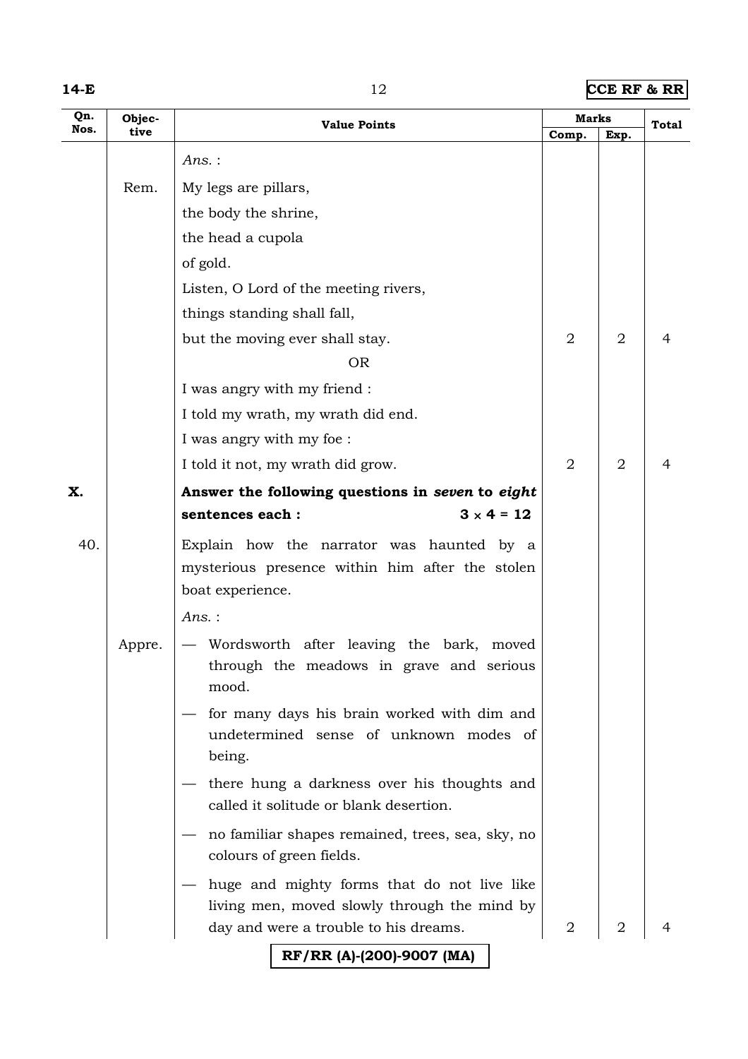| Qn. Nos. | Objective | Value Points | Marks | | Total |
|---|---|---|---|---|---|
| | | | Comp. | Exp. | |
| | | *Ans.* : | | | |
| | Rem. | My legs are pillars,<br>the body the shrine,<br>the head a cupola<br>of gold.<br>Listen, O Lord of the meeting rivers,<br>things standing shall fall,<br>but the moving ever shall stay. | 2 | 2 | 4 |
| | | OR | | | |
| | | I was angry with my friend :<br>I told my wrath, my wrath did end.<br>I was angry with my foe :<br>I told it not, my wrath did grow. | 2 | 2 | 4 |
| **X.** | | **Answer the following questions in *seven* to *eight* sentences each : $3 \times 4 = 12$** | | | |
| 40. | | Explain how the narrator was haunted by a mysterious presence within him after the stolen boat experience. | | | |
| | | *Ans.* : | | | |
| | Appre. | — Wordsworth after leaving the bark, moved through the meadows in grave and serious mood.<br>— for many days his brain worked with dim and undetermined sense of unknown modes of being.<br>— there hung a darkness over his thoughts and called it solitude or blank desertion.<br>— no familiar shapes remained, trees, sea, sky, no colours of green fields.<br>— huge and mighty forms that do not live like living men, moved slowly through the mind by day and were a trouble to his dreams. | 2 | 2 | 4 |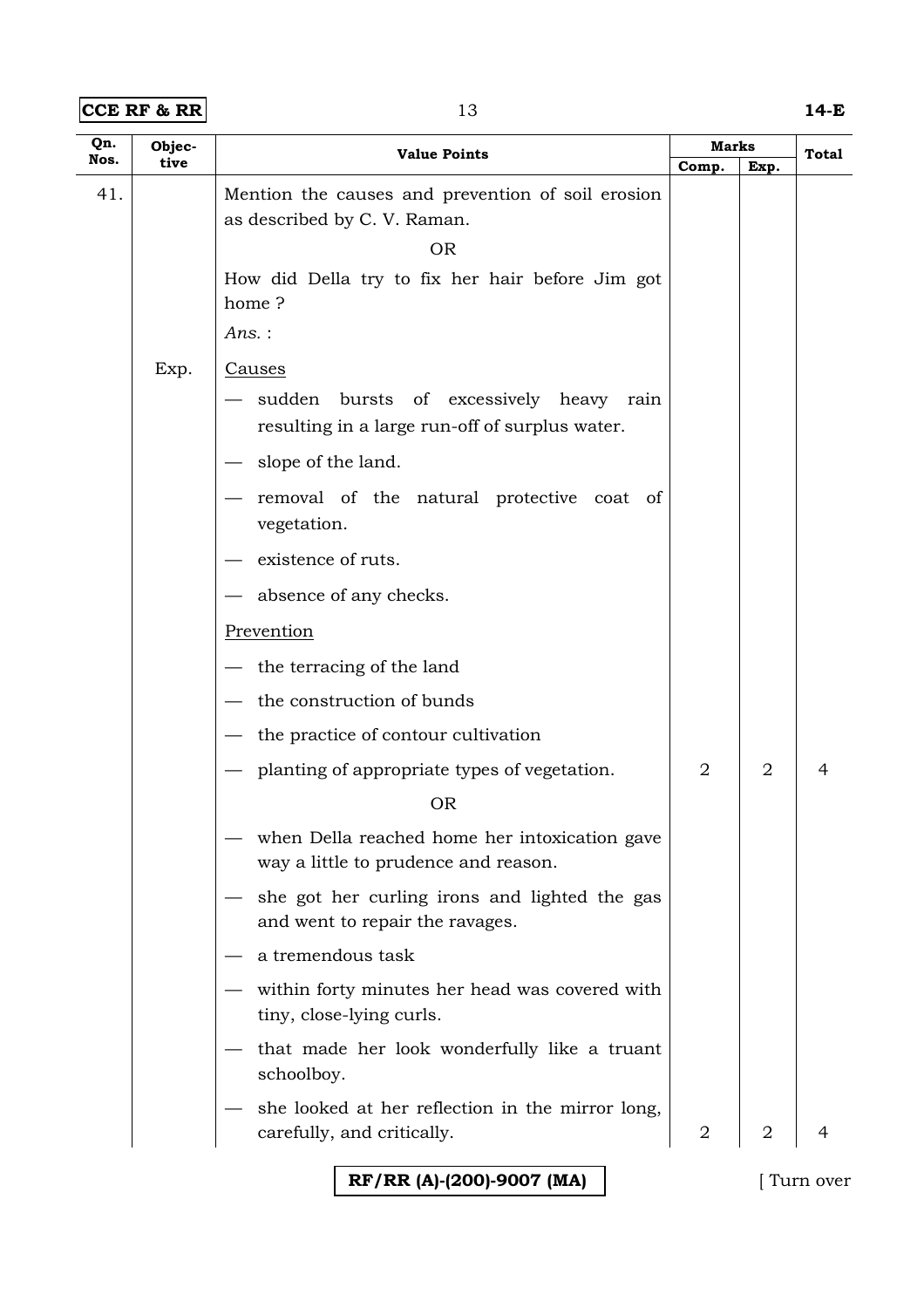| Qn. Nos. | Objective | Value Points | Marks | | Total |
|---|---|---|---|---|---|
| | | | Comp. | Exp. | |
| 41. | | Mention the causes and prevention of soil erosion as described by C. V. Raman.<br><br>OR<br><br>How did Della try to fix her hair before Jim got home ?<br><br>*Ans.* : | | | |
| | Exp. | <u>Causes</u><br>— sudden bursts of excessively heavy rain resulting in a large run-off of surplus water.<br>— slope of the land.<br>— removal of the natural protective coat of vegetation.<br>— existence of ruts.<br>— absence of any checks.<br><u>Prevention</u><br>— the terracing of the land<br>— the construction of bunds<br>— the practice of contour cultivation<br>— planting of appropriate types of vegetation. | 2 | 2 | 4 |
| | | OR<br>— when Della reached home her intoxication gave way a little to prudence and reason.<br>— she got her curling irons and lighted the gas and went to repair the ravages.<br>— a tremendous task<br>— within forty minutes her head was covered with tiny, close-lying curls.<br>— that made her look wonderfully like a truant schoolboy.<br>— she looked at her reflection in the mirror long, carefully, and critically. | 2 | 2 | 4 |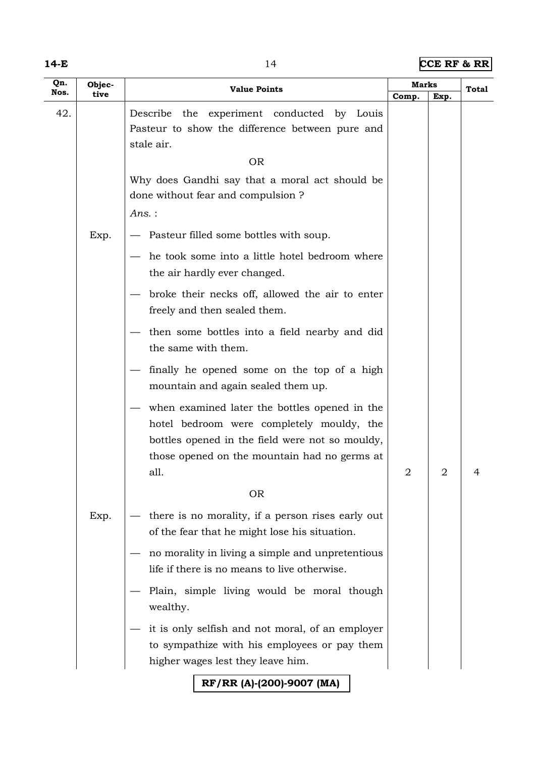| Qn. Nos. | Objective | Value Points | Marks | | Total |
|---|---|---|---|---|---|
| | | | Comp. | Exp. | |
| 42. | | Describe the experiment conducted by Louis Pasteur to show the difference between pure and stale air. | | | |
| | | OR | | | |
| | | Why does Gandhi say that a moral act should be done without fear and compulsion ? | | | |
| | | *Ans.* : | | | |
| | Exp. | — Pasteur filled some bottles with soup. | | | |
| | | — he took some into a little hotel bedroom where the air hardly ever changed. | | | |
| | | — broke their necks off, allowed the air to enter freely and then sealed them. | | | |
| | | — then some bottles into a field nearby and did the same with them. | | | |
| | | — finally he opened some on the top of a high mountain and again sealed them up. | | | |
| | | — when examined later the bottles opened in the hotel bedroom were completely mouldy, the bottles opened in the field were not so mouldy, those opened on the mountain had no germs at all. | 2 | 2 | 4 |
| | | OR | | | |
| | Exp. | — there is no morality, if a person rises early out of the fear that he might lose his situation. | | | |
| | | — no morality in living a simple and unpretentious life if there is no means to live otherwise. | | | |
| | | — Plain, simple living would be moral though wealthy. | | | |
| | | — it is only selfish and not moral, of an employer to sympathize with his employees or pay them higher wages lest they leave him. | | | |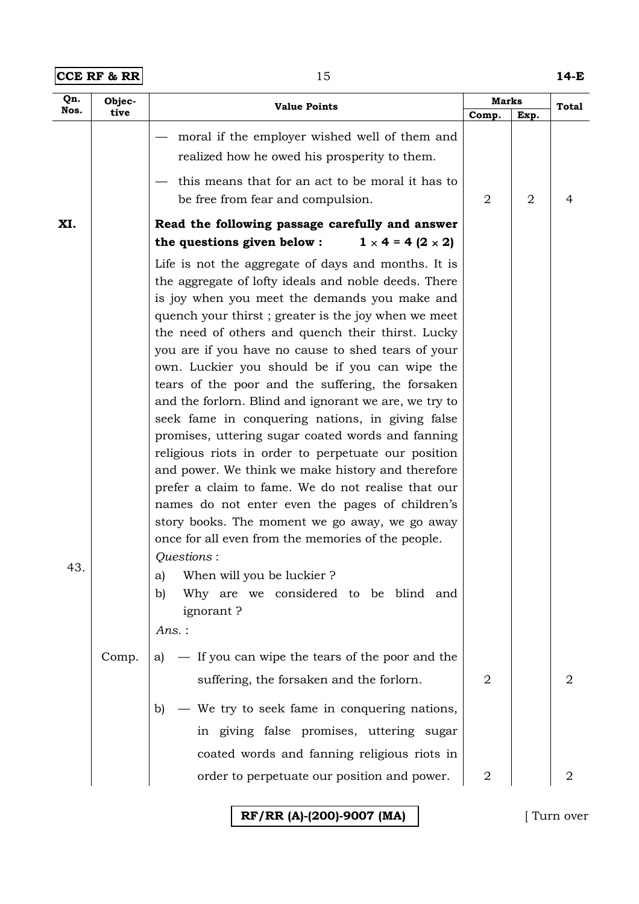| Qn. Nos. | Objective | Value Points | Marks Comp. | Marks Exp. | Total |
|---|---|---|---|---|---|
| | | — moral if the employer wished well of them and realized how he owed his prosperity to them. <br> — this means that for an act to be moral it has to be free from fear and compulsion. | 2 | 2 | 4 |
| XI. | | **Read the following passage carefully and answer the questions given below :** **1 × 4 = 4 (2 × 2)** | | | |
| 43. | | Life is not the aggregate of days and months. It is the aggregate of lofty ideals and noble deeds. There is joy when you meet the demands you make and quench your thirst ; greater is the joy when we meet the need of others and quench their thirst. Lucky you are if you have no cause to shed tears of your own. Luckier you should be if you can wipe the tears of the poor and the suffering, the forsaken and the forlorn. Blind and ignorant we are, we try to seek fame in conquering nations, in giving false promises, uttering sugar coated words and fanning religious riots in order to perpetuate our position and power. We think we make history and therefore prefer a claim to fame. We do not realise that our names do not enter even the pages of children's story books. The moment we go away, we go away once for all even from the memories of the people. <br> *Questions* : <br> a) When will you be luckier ? <br> b) Why are we considered to be blind and ignorant ? <br> *Ans.* : | | | |
| | Comp. | a) — If you can wipe the tears of the poor and the suffering, the forsaken and the forlorn. | 2 | | 2 |
| | | b) — We try to seek fame in conquering nations, in giving false promises, uttering sugar coated words and fanning religious riots in order to perpetuate our position and power. | 2 | | 2 |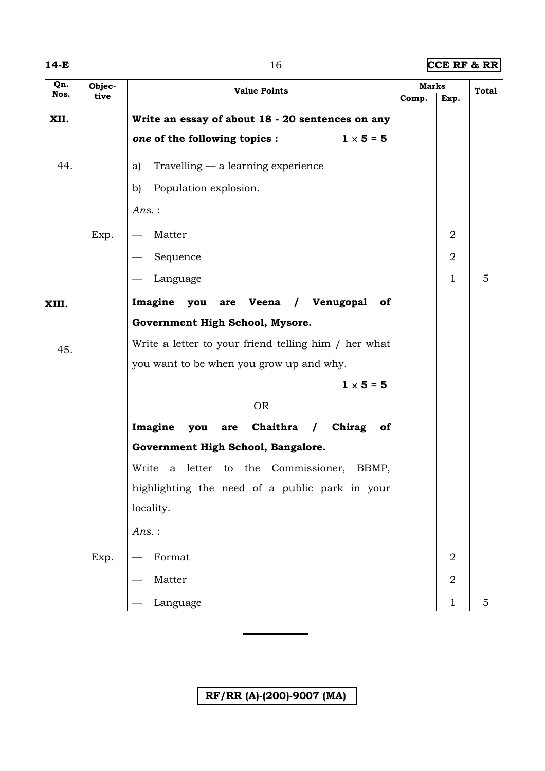| Qn. Nos. | Objective | Value Points | Marks | | Total |
|---|---|---|---|---|---|
| | | | Comp. | Exp. | |
| **XII.** | | **Write an essay of about 18 - 20 sentences on any *one* of the following topics : $1 \times 5 = 5$** | | | |
| 44. | | a) Travelling — a learning experience | | | |
| | | b) Population explosion. | | | |
| | | *Ans.* : | | | |
| | Exp. | — Matter | | 2 | |
| | | — Sequence | | 2 | |
| | | — Language | | 1 | 5 |
| **XIII.** | | **Imagine you are Veena / Venugopal of Government High School, Mysore.** | | | |
| 45. | | Write a letter to your friend telling him / her what you want to be when you grow up and why. **$1 \times 5 = 5$** | | | |
| | | OR | | | |
| | | **Imagine you are Chaithra / Chirag of Government High School, Bangalore.** | | | |
| | | Write a letter to the Commissioner, BBMP, highlighting the need of a public park in your locality. | | | |
| | | *Ans.* : | | | |
| | Exp. | — Format | | 2 | |
| | | — Matter | | 2 | |
| | | — Language | | 1 | 5 |

**RF/RR (A)-(200)-9007 (MA)**